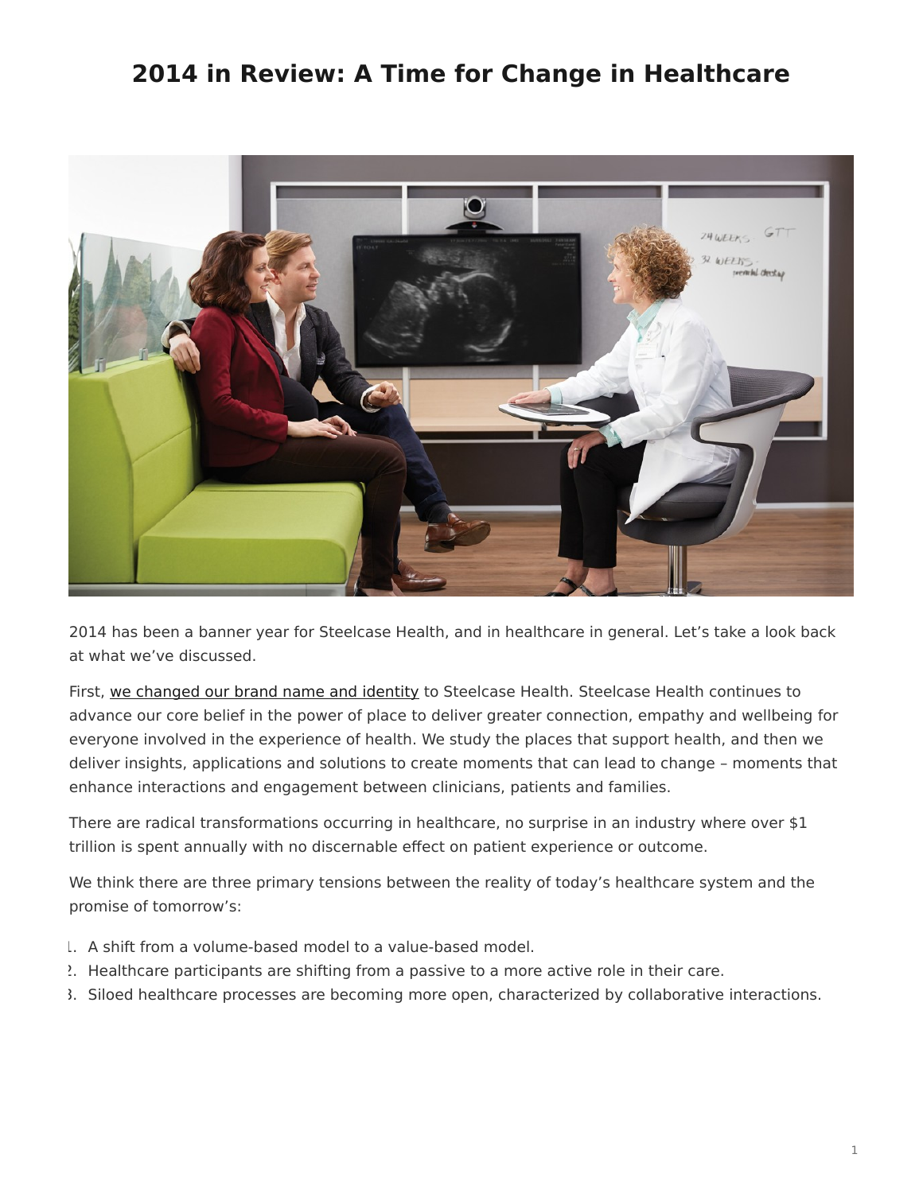# 2014 in Review: A Time for Change in Healthcare

2014 has been a banner year for Steelcase Health, and in healthcare in general. Let's take a look back at what we've discussed.

First, we changed our brand name and identity to Steelcase Health. Steelcase Health continues to advance our core belief in the power of place to deliver greater connection, empathy and wellbeing for everyone involved in the experience of health. We study the places that support health, and then we deliver insights, applications and solutions to create moments that can lead to change – moments that enhance interactions and engagement between clinicians, patients and families.

There are radical transformations occurring in healthcare, no surprise in an industry where over $1 trillion is spent annually with no discernable effect on patient experience or outcome.

We think there are three primary tensions between the reality of today's healthcare system and the promise of tomorrow's:

1. A shift from a volume-based model to a value-based model.
2. Healthcare participants are shifting from a passive to a more active role in their care.
3. Siloed healthcare processes are becoming more open, characterized by collaborative interactions.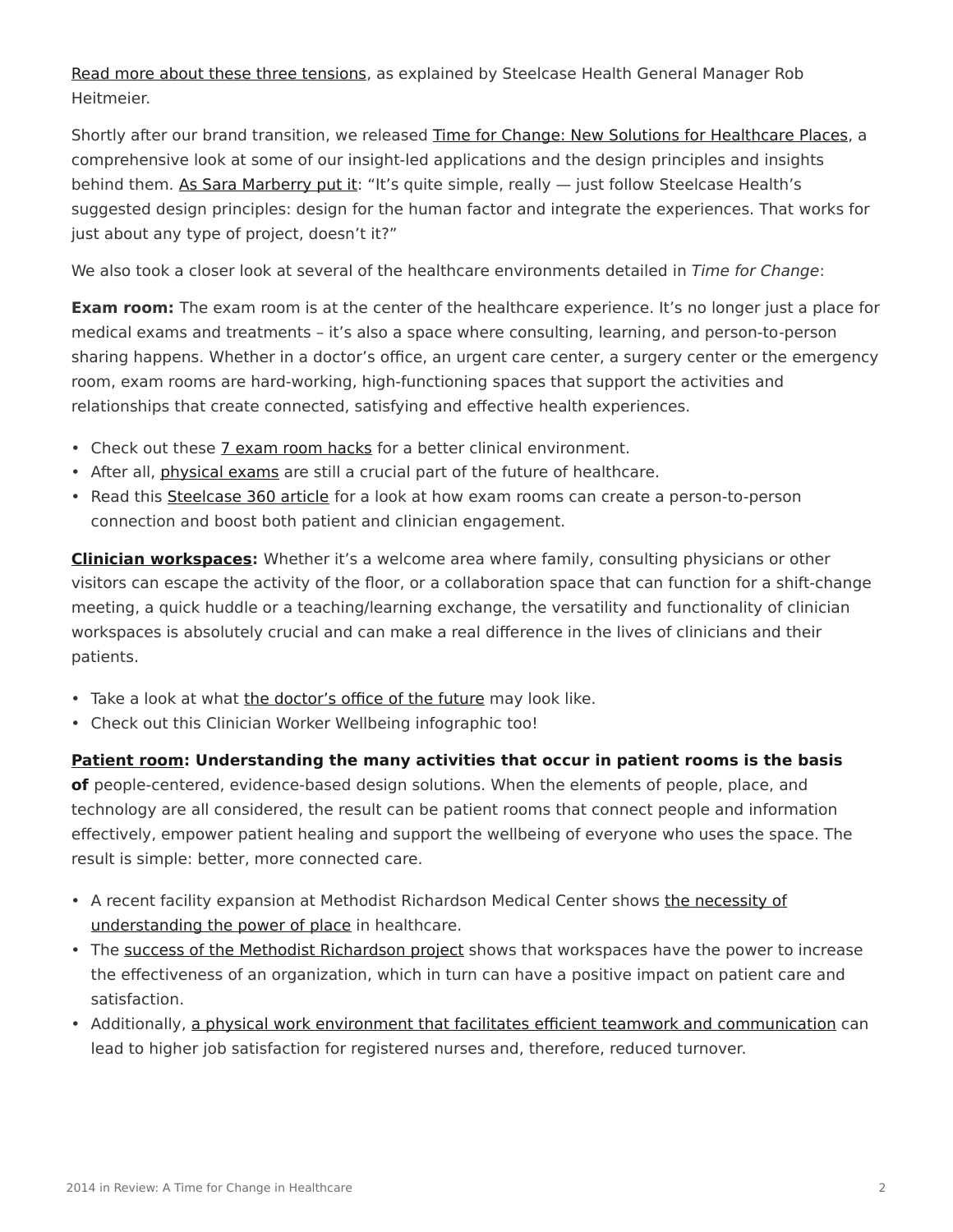Read more about these three tensions, as explained by Steelcase Health General Manager Rob Heitmeier.

Shortly after our brand transition, we released Time for Change: New Solutions for Healthcare Places, a comprehensive look at some of our insight-led applications and the design principles and insights behind them. As Sara Marberry put it: "It's quite simple, really — just follow Steelcase Health's suggested design principles: design for the human factor and integrate the experiences. That works for just about any type of project, doesn't it?"

We also took a closer look at several of the healthcare environments detailed in *Time for Change*:

**Exam room:** The exam room is at the center of the healthcare experience. It's no longer just a place for medical exams and treatments – it's also a space where consulting, learning, and person-to-person sharing happens. Whether in a doctor's office, an urgent care center, a surgery center or the emergency room, exam rooms are hard-working, high-functioning spaces that support the activities and relationships that create connected, satisfying and effective health experiences.

- Check out these 7 exam room hacks for a better clinical environment.
- After all, physical exams are still a crucial part of the future of healthcare.
- Read this Steelcase 360 article for a look at how exam rooms can create a person-to-person connection and boost both patient and clinician engagement.

**Clinician workspaces:** Whether it's a welcome area where family, consulting physicians or other visitors can escape the activity of the floor, or a collaboration space that can function for a shift-change meeting, a quick huddle or a teaching/learning exchange, the versatility and functionality of clinician workspaces is absolutely crucial and can make a real difference in the lives of clinicians and their patients.

- Take a look at what the doctor's office of the future may look like.
- Check out this Clinician Worker Wellbeing infographic too!

**Patient room: Understanding the many activities that occur in patient rooms is the basis of** people-centered, evidence-based design solutions. When the elements of people, place, and technology are all considered, the result can be patient rooms that connect people and information effectively, empower patient healing and support the wellbeing of everyone who uses the space. The result is simple: better, more connected care.

- A recent facility expansion at Methodist Richardson Medical Center shows the necessity of understanding the power of place in healthcare.
- The success of the Methodist Richardson project shows that workspaces have the power to increase the effectiveness of an organization, which in turn can have a positive impact on patient care and satisfaction.
- Additionally, a physical work environment that facilitates efficient teamwork and communication can lead to higher job satisfaction for registered nurses and, therefore, reduced turnover.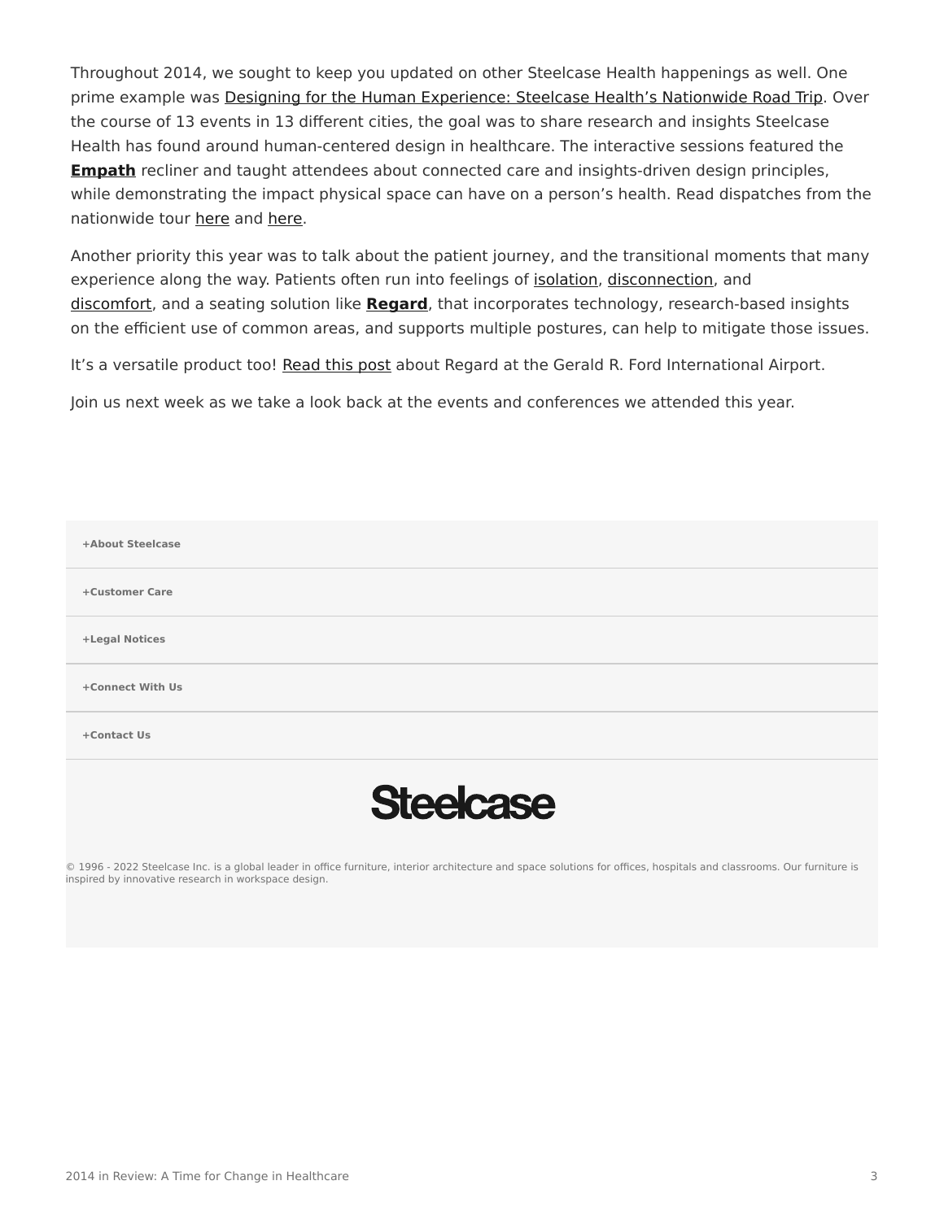Throughout 2014, we sought to keep you updated on other Steelcase Health happenings as well. One prime example was Designing for the Human Experience: Steelcase Health's Nationwide Road Trip. Over the course of 13 events in 13 different cities, the goal was to share research and insights Steelcase Health has found around human-centered design in healthcare. The interactive sessions featured the **Empath** recliner and taught attendees about connected care and insights-driven design principles, while demonstrating the impact physical space can have on a person's health. Read dispatches from the nationwide tour here and here.

Another priority this year was to talk about the patient journey, and the transitional moments that many experience along the way. Patients often run into feelings of isolation, disconnection, and discomfort, and a seating solution like **Regard**, that incorporates technology, research-based insights on the efficient use of common areas, and supports multiple postures, can help to mitigate those issues.

It's a versatile product too! Read this post about Regard at the Gerald R. Ford International Airport.

Join us next week as we take a look back at the events and conferences we attended this year.

**+About Steelcase**

**+Customer Care**

**+Legal Notices**

**+Connect With Us**

**+Contact Us**

Steelcase

© 1996 - 2022 Steelcase Inc. is a global leader in office furniture, interior architecture and space solutions for offices, hospitals and classrooms. Our furniture is inspired by innovative research in workspace design.